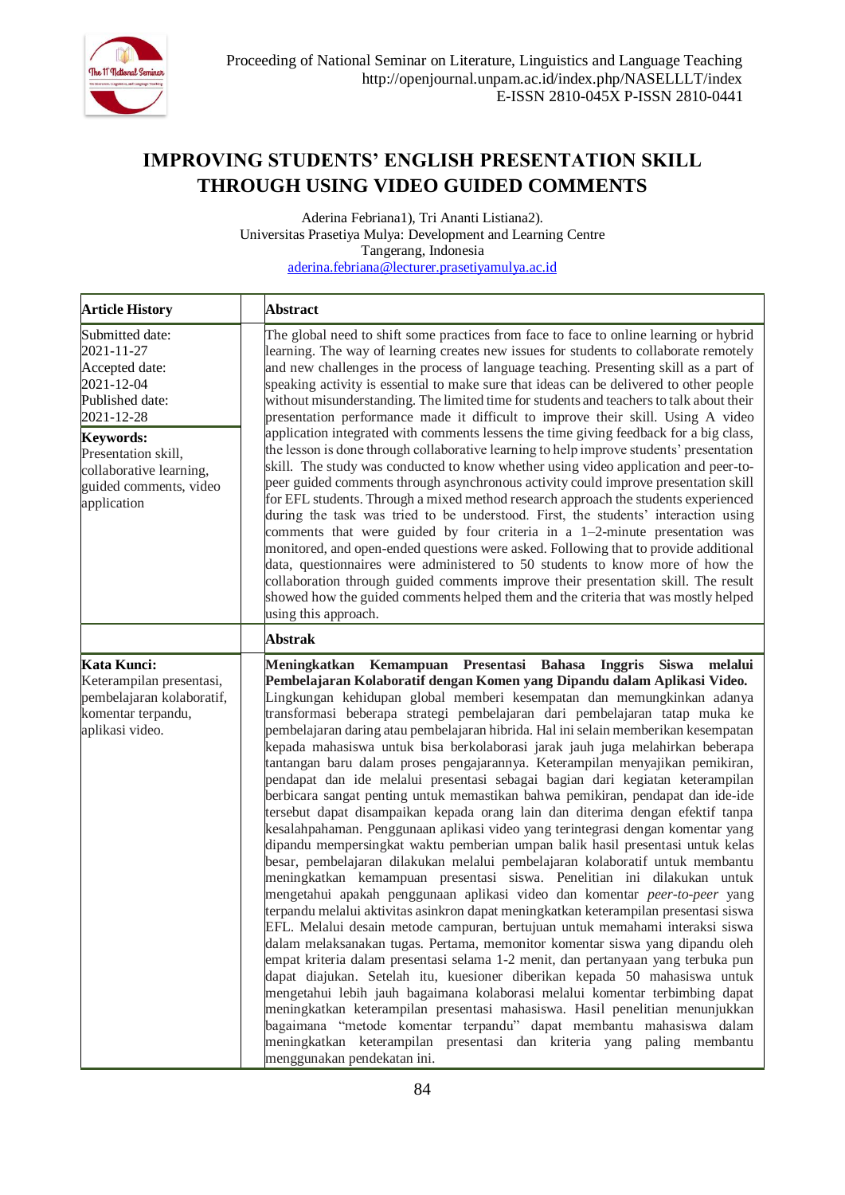# IMPROVING STUDENTS' ENGLISH PRESENTATION SKILL THROUGH USING VIDEO GUIDED COMMENTS

Aderina Febriana1), Tri Ananti Listiana2).
Universitas Prasetiya Mulya: Development and Learning Centre
Tangerang, Indonesia
aderina.febriana@lecturer.prasetiyamulya.ac.id

**Article History**

Submitted date:
2021-11-27
Accepted date:
2021-12-04
Published date:
2021-12-28

**Keywords:**
Presentation skill, collaborative learning, guided comments, video application

**Abstract**

The global need to shift some practices from face to face to online learning or hybrid learning. The way of learning creates new issues for students to collaborate remotely and new challenges in the process of language teaching. Presenting skill as a part of speaking activity is essential to make sure that ideas can be delivered to other people without misunderstanding. The limited time for students and teachers to talk about their presentation performance made it difficult to improve their skill. Using A video application integrated with comments lessens the time giving feedback for a big class, the lesson is done through collaborative learning to help improve students' presentation skill. The study was conducted to know whether using video application and peer-to-peer guided comments through asynchronous activity could improve presentation skill for EFL students. Through a mixed method research approach the students experienced during the task was tried to be understood. First, the students' interaction using comments that were guided by four criteria in a 1–2-minute presentation was monitored, and open-ended questions were asked. Following that to provide additional data, questionnaires were administered to 50 students to know more of how the collaboration through guided comments improve their presentation skill. The result showed how the guided comments helped them and the criteria that was mostly helped using this approach.

**Kata Kunci:**
Keterampilan presentasi, pembelajaran kolaboratif, komentar terpandu, aplikasi video.

**Abstrak**

**Meningkatkan Kemampuan Presentasi Bahasa Inggris Siswa melalui Pembelajaran Kolaboratif dengan Komen yang Dipandu dalam Aplikasi Video.** Lingkungan kehidupan global memberi kesempatan dan memungkinkan adanya transformasi beberapa strategi pembelajaran dari pembelajaran tatap muka ke pembelajaran daring atau pembelajaran hibrida. Hal ini selain memberikan kesempatan kepada mahasiswa untuk bisa berkolaborasi jarak jauh juga melahirkan beberapa tantangan baru dalam proses pengajarannya. Keterampilan menyajikan pemikiran, pendapat dan ide melalui presentasi sebagai bagian dari kegiatan keterampilan berbicara sangat penting untuk memastikan bahwa pemikiran, pendapat dan ide-ide tersebut dapat disampaikan kepada orang lain dan diterima dengan efektif tanpa kesalahpahaman. Penggunaan aplikasi video yang terintegrasi dengan komentar yang dipandu mempersingkat waktu pemberian umpan balik hasil presentasi untuk kelas besar, pembelajaran dilakukan melalui pembelajaran kolaboratif untuk membantu meningkatkan kemampuan presentasi siswa. Penelitian ini dilakukan untuk mengetahui apakah penggunaan aplikasi video dan komentar *peer-to-peer* yang terpandu melalui aktivitas asinkron dapat meningkatkan keterampilan presentasi siswa EFL. Melalui desain metode campuran, bertujuan untuk memahami interaksi siswa dalam melaksanakan tugas. Pertama, memonitor komentar siswa yang dipandu oleh empat kriteria dalam presentasi selama 1-2 menit, dan pertanyaan yang terbuka pun dapat diajukan. Setelah itu, kuesioner diberikan kepada 50 mahasiswa untuk mengetahui lebih jauh bagaimana kolaborasi melalui komentar terbimbing dapat meningkatkan keterampilan presentasi mahasiswa. Hasil penelitian menunjukkan bagaimana "metode komentar terpandu" dapat membantu mahasiswa dalam meningkatkan keterampilan presentasi dan kriteria yang paling membantu menggunakan pendekatan ini.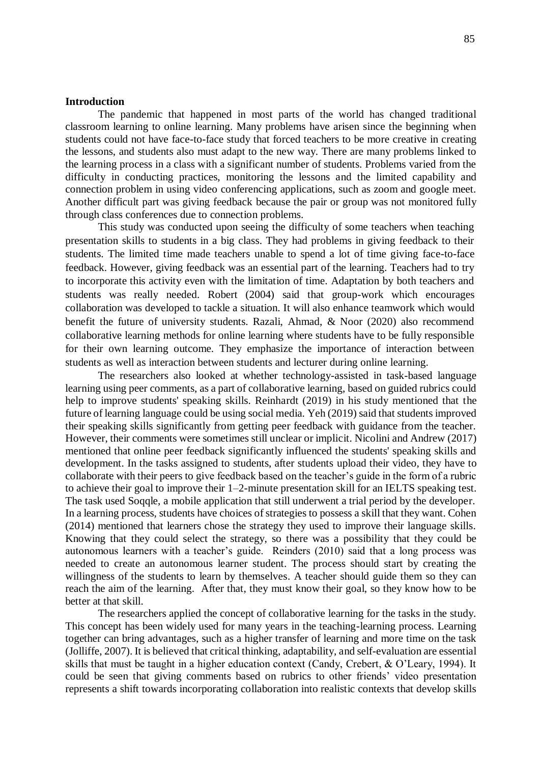## Introduction

The pandemic that happened in most parts of the world has changed traditional classroom learning to online learning. Many problems have arisen since the beginning when students could not have face-to-face study that forced teachers to be more creative in creating the lessons, and students also must adapt to the new way. There are many problems linked to the learning process in a class with a significant number of students. Problems varied from the difficulty in conducting practices, monitoring the lessons and the limited capability and connection problem in using video conferencing applications, such as zoom and google meet. Another difficult part was giving feedback because the pair or group was not monitored fully through class conferences due to connection problems.

This study was conducted upon seeing the difficulty of some teachers when teaching presentation skills to students in a big class. They had problems in giving feedback to their students. The limited time made teachers unable to spend a lot of time giving face-to-face feedback. However, giving feedback was an essential part of the learning. Teachers had to try to incorporate this activity even with the limitation of time. Adaptation by both teachers and students was really needed. Robert (2004) said that group-work which encourages collaboration was developed to tackle a situation. It will also enhance teamwork which would benefit the future of university students. Razali, Ahmad, & Noor (2020) also recommend collaborative learning methods for online learning where students have to be fully responsible for their own learning outcome. They emphasize the importance of interaction between students as well as interaction between students and lecturer during online learning.

The researchers also looked at whether technology-assisted in task-based language learning using peer comments, as a part of collaborative learning, based on guided rubrics could help to improve students' speaking skills. Reinhardt (2019) in his study mentioned that the future of learning language could be using social media. Yeh (2019) said that students improved their speaking skills significantly from getting peer feedback with guidance from the teacher. However, their comments were sometimes still unclear or implicit. Nicolini and Andrew (2017) mentioned that online peer feedback significantly influenced the students' speaking skills and development. In the tasks assigned to students, after students upload their video, they have to collaborate with their peers to give feedback based on the teacher's guide in the form of a rubric to achieve their goal to improve their 1–2-minute presentation skill for an IELTS speaking test. The task used Soqqle, a mobile application that still underwent a trial period by the developer. In a learning process, students have choices of strategies to possess a skill that they want. Cohen (2014) mentioned that learners chose the strategy they used to improve their language skills. Knowing that they could select the strategy, so there was a possibility that they could be autonomous learners with a teacher's guide. Reinders (2010) said that a long process was needed to create an autonomous learner student. The process should start by creating the willingness of the students to learn by themselves. A teacher should guide them so they can reach the aim of the learning. After that, they must know their goal, so they know how to be better at that skill.

The researchers applied the concept of collaborative learning for the tasks in the study. This concept has been widely used for many years in the teaching-learning process. Learning together can bring advantages, such as a higher transfer of learning and more time on the task (Jolliffe, 2007). It is believed that critical thinking, adaptability, and self-evaluation are essential skills that must be taught in a higher education context (Candy, Crebert, & O'Leary, 1994). It could be seen that giving comments based on rubrics to other friends' video presentation represents a shift towards incorporating collaboration into realistic contexts that develop skills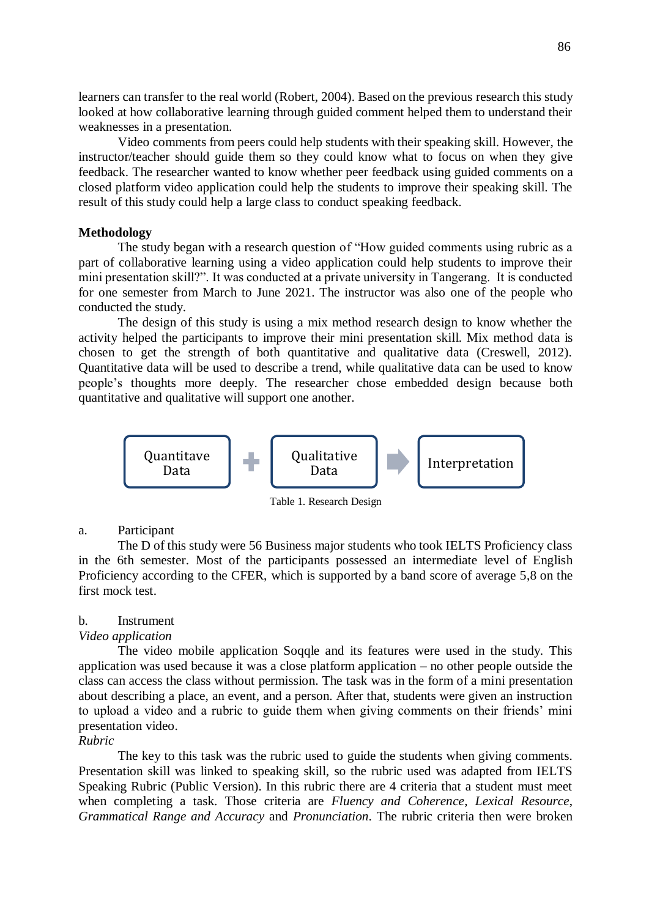learners can transfer to the real world (Robert, 2004). Based on the previous research this study looked at how collaborative learning through guided comment helped them to understand their weaknesses in a presentation.

Video comments from peers could help students with their speaking skill. However, the instructor/teacher should guide them so they could know what to focus on when they give feedback. The researcher wanted to know whether peer feedback using guided comments on a closed platform video application could help the students to improve their speaking skill. The result of this study could help a large class to conduct speaking feedback.

## Methodology

The study began with a research question of "How guided comments using rubric as a part of collaborative learning using a video application could help students to improve their mini presentation skill?". It was conducted at a private university in Tangerang. It is conducted for one semester from March to June 2021. The instructor was also one of the people who conducted the study.

The design of this study is using a mix method research design to know whether the activity helped the participants to improve their mini presentation skill. Mix method data is chosen to get the strength of both quantitative and qualitative data (Creswell, 2012). Quantitative data will be used to describe a trend, while qualitative data can be used to know people's thoughts more deeply. The researcher chose embedded design because both quantitative and qualitative will support one another.

Quantitave Data + Qualitative Data → Interpretation

Table 1. Research Design

a. Participant

The D of this study were 56 Business major students who took IELTS Proficiency class in the 6th semester. Most of the participants possessed an intermediate level of English Proficiency according to the CFER, which is supported by a band score of average 5,8 on the first mock test.

b. Instrument

*Video application*

The video mobile application Soqqle and its features were used in the study. This application was used because it was a close platform application – no other people outside the class can access the class without permission. The task was in the form of a mini presentation about describing a place, an event, and a person. After that, students were given an instruction to upload a video and a rubric to guide them when giving comments on their friends' mini presentation video.

*Rubric*

The key to this task was the rubric used to guide the students when giving comments. Presentation skill was linked to speaking skill, so the rubric used was adapted from IELTS Speaking Rubric (Public Version). In this rubric there are 4 criteria that a student must meet when completing a task. Those criteria are *Fluency and Coherence*, *Lexical Resource*, *Grammatical Range and Accuracy* and *Pronunciation*. The rubric criteria then were broken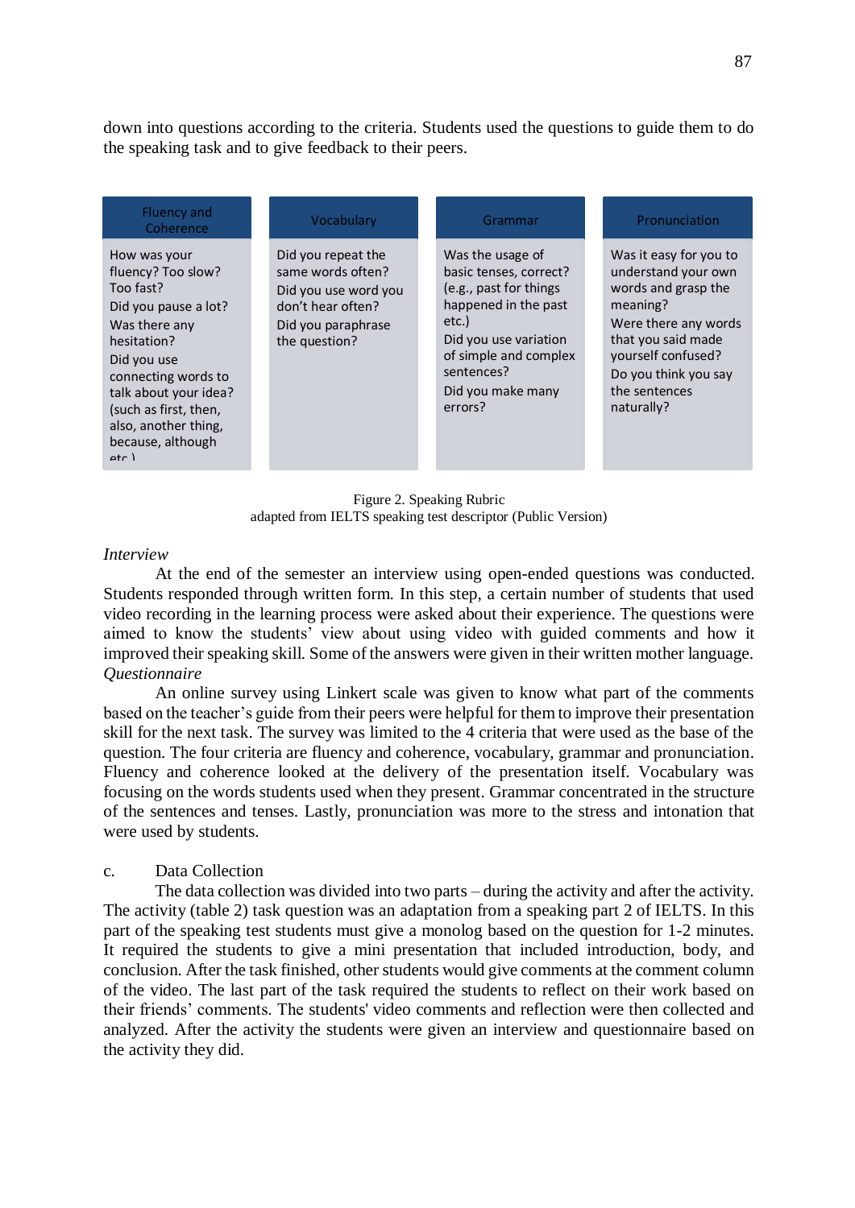down into questions according to the criteria. Students used the questions to guide them to do the speaking task and to give feedback to their peers.

| Fluency and Coherence | Vocabulary | Grammar | Pronunciation |
|---|---|---|---|
| How was your fluency? Too slow? Too fast?<br>Did you pause a lot?<br>Was there any hesitation?<br>Did you use connecting words to talk about your idea? (such as first, then, also, another thing, because, although etc.) | Did you repeat the same words often?<br>Did you use word you don't hear often?<br>Did you paraphrase the question? | Was the usage of basic tenses, correct? (e.g., past for things happened in the past etc.)<br>Did you use variation of simple and complex sentences?<br>Did you make many errors? | Was it easy for you to understand your own words and grasp the meaning?<br>Were there any words that you said made yourself confused?<br>Do you think you say the sentences naturally? |

Figure 2. Speaking Rubric
adapted from IELTS speaking test descriptor (Public Version)

*Interview*

At the end of the semester an interview using open-ended questions was conducted. Students responded through written form. In this step, a certain number of students that used video recording in the learning process were asked about their experience. The questions were aimed to know the students' view about using video with guided comments and how it improved their speaking skill. Some of the answers were given in their written mother language.

*Questionnaire*

An online survey using Linkert scale was given to know what part of the comments based on the teacher's guide from their peers were helpful for them to improve their presentation skill for the next task. The survey was limited to the 4 criteria that were used as the base of the question. The four criteria are fluency and coherence, vocabulary, grammar and pronunciation. Fluency and coherence looked at the delivery of the presentation itself. Vocabulary was focusing on the words students used when they present. Grammar concentrated in the structure of the sentences and tenses. Lastly, pronunciation was more to the stress and intonation that were used by students.

c. Data Collection

The data collection was divided into two parts – during the activity and after the activity. The activity (table 2) task question was an adaptation from a speaking part 2 of IELTS. In this part of the speaking test students must give a monolog based on the question for 1-2 minutes. It required the students to give a mini presentation that included introduction, body, and conclusion. After the task finished, other students would give comments at the comment column of the video. The last part of the task required the students to reflect on their work based on their friends' comments. The students' video comments and reflection were then collected and analyzed. After the activity the students were given an interview and questionnaire based on the activity they did.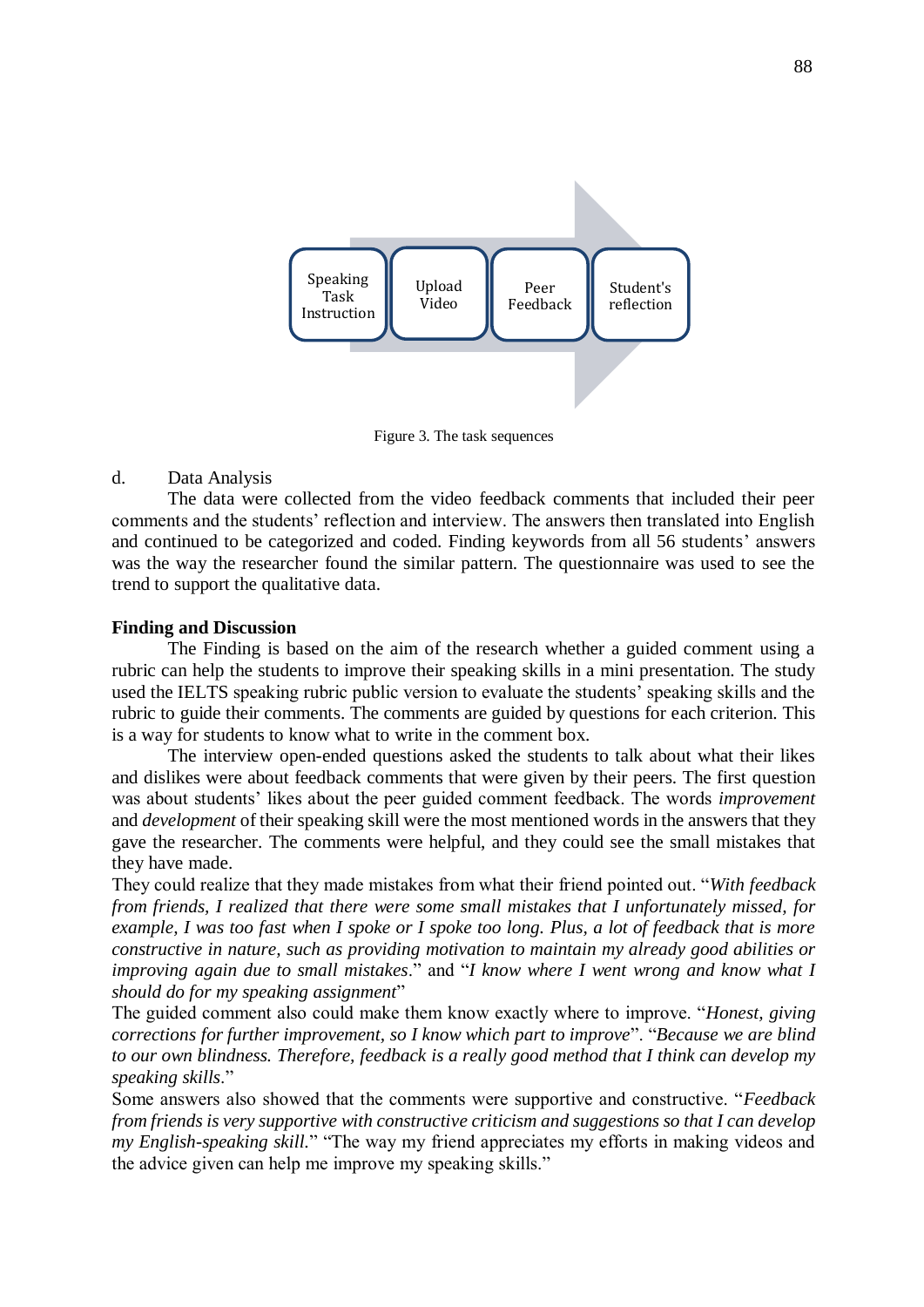Speaking Task Instruction → Upload Video → Peer Feedback → Student's reflection

Figure 3. The task sequences

d. Data Analysis

The data were collected from the video feedback comments that included their peer comments and the students' reflection and interview. The answers then translated into English and continued to be categorized and coded. Finding keywords from all 56 students' answers was the way the researcher found the similar pattern. The questionnaire was used to see the trend to support the qualitative data.

**Finding and Discussion**

The Finding is based on the aim of the research whether a guided comment using a rubric can help the students to improve their speaking skills in a mini presentation. The study used the IELTS speaking rubric public version to evaluate the students' speaking skills and the rubric to guide their comments. The comments are guided by questions for each criterion. This is a way for students to know what to write in the comment box.

The interview open-ended questions asked the students to talk about what their likes and dislikes were about feedback comments that were given by their peers. The first question was about students' likes about the peer guided comment feedback. The words *improvement* and *development* of their speaking skill were the most mentioned words in the answers that they gave the researcher. The comments were helpful, and they could see the small mistakes that they have made.

They could realize that they made mistakes from what their friend pointed out. "*With feedback from friends, I realized that there were some small mistakes that I unfortunately missed, for example, I was too fast when I spoke or I spoke too long. Plus, a lot of feedback that is more constructive in nature, such as providing motivation to maintain my already good abilities or improving again due to small mistakes*." and "*I know where I went wrong and know what I should do for my speaking assignment*"

The guided comment also could make them know exactly where to improve. "*Honest, giving corrections for further improvement, so I know which part to improve*". "*Because we are blind to our own blindness. Therefore, feedback is a really good method that I think can develop my speaking skills*."

Some answers also showed that the comments were supportive and constructive. "*Feedback from friends is very supportive with constructive criticism and suggestions so that I can develop my English-speaking skill.*" "The way my friend appreciates my efforts in making videos and the advice given can help me improve my speaking skills."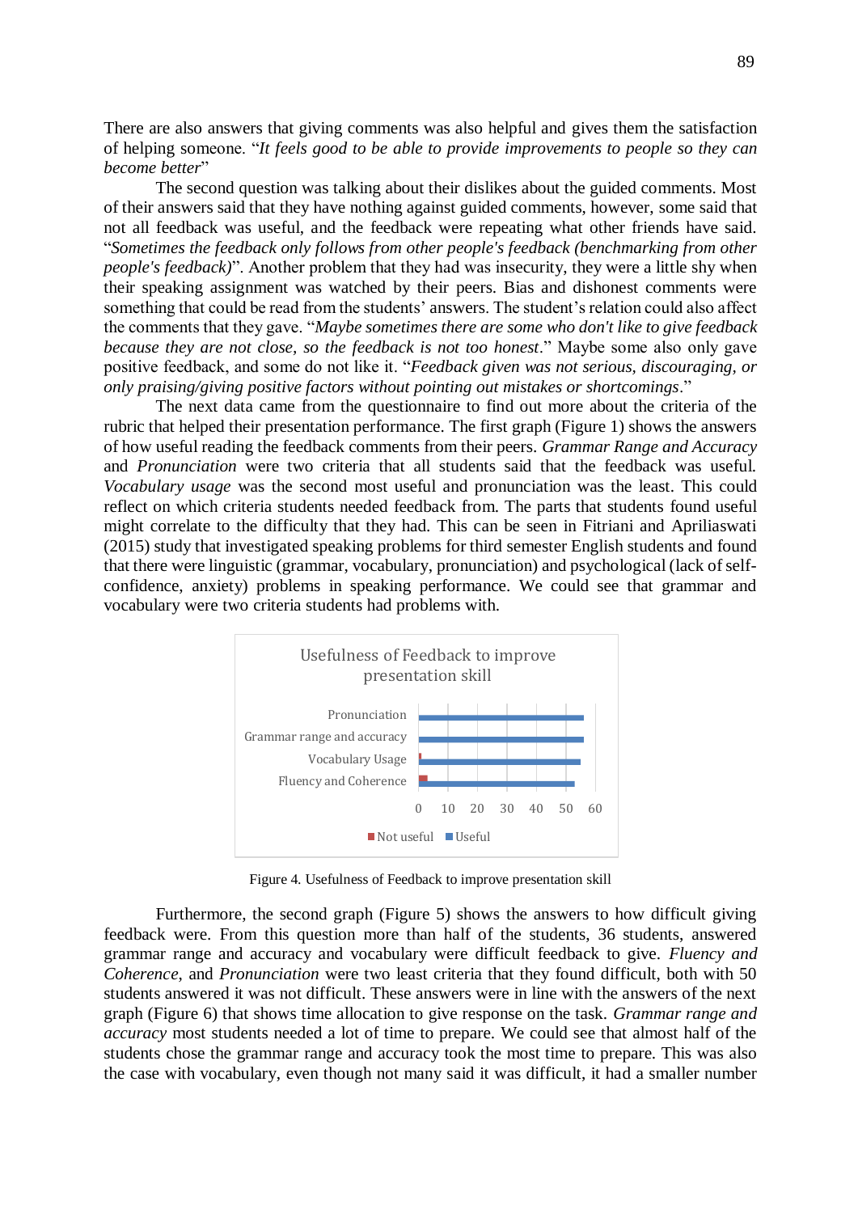There are also answers that giving comments was also helpful and gives them the satisfaction of helping someone. "*It feels good to be able to provide improvements to people so they can become better*"

The second question was talking about their dislikes about the guided comments. Most of their answers said that they have nothing against guided comments, however, some said that not all feedback was useful, and the feedback were repeating what other friends have said. "*Sometimes the feedback only follows from other people's feedback (benchmarking from other people's feedback)*". Another problem that they had was insecurity, they were a little shy when their speaking assignment was watched by their peers. Bias and dishonest comments were something that could be read from the students' answers. The student's relation could also affect the comments that they gave. "*Maybe sometimes there are some who don't like to give feedback because they are not close, so the feedback is not too honest*." Maybe some also only gave positive feedback, and some do not like it. "*Feedback given was not serious, discouraging, or only praising/giving positive factors without pointing out mistakes or shortcomings*."

The next data came from the questionnaire to find out more about the criteria of the rubric that helped their presentation performance. The first graph (Figure 1) shows the answers of how useful reading the feedback comments from their peers. *Grammar Range and Accuracy* and *Pronunciation* were two criteria that all students said that the feedback was useful. *Vocabulary usage* was the second most useful and pronunciation was the least. This could reflect on which criteria students needed feedback from. The parts that students found useful might correlate to the difficulty that they had. This can be seen in Fitriani and Apriliaswati (2015) study that investigated speaking problems for third semester English students and found that there were linguistic (grammar, vocabulary, pronunciation) and psychological (lack of self-confidence, anxiety) problems in speaking performance. We could see that grammar and vocabulary were two criteria students had problems with.

Usefulness of Feedback to improve presentation skill

| Criteria | Not useful | Useful |
|---|---|---|
| Pronunciation | 0 | 56 |
| Grammar range and accuracy | 0 | 56 |
| Vocabulary Usage | 1 | 55 |
| Fluency and Coherence | 3 | 53 |

Figure 4. Usefulness of Feedback to improve presentation skill

Furthermore, the second graph (Figure 5) shows the answers to how difficult giving feedback were. From this question more than half of the students, 36 students, answered grammar range and accuracy and vocabulary were difficult feedback to give. *Fluency and Coherence*, and *Pronunciation* were two least criteria that they found difficult, both with 50 students answered it was not difficult. These answers were in line with the answers of the next graph (Figure 6) that shows time allocation to give response on the task. *Grammar range and accuracy* most students needed a lot of time to prepare. We could see that almost half of the students chose the grammar range and accuracy took the most time to prepare. This was also the case with vocabulary, even though not many said it was difficult, it had a smaller number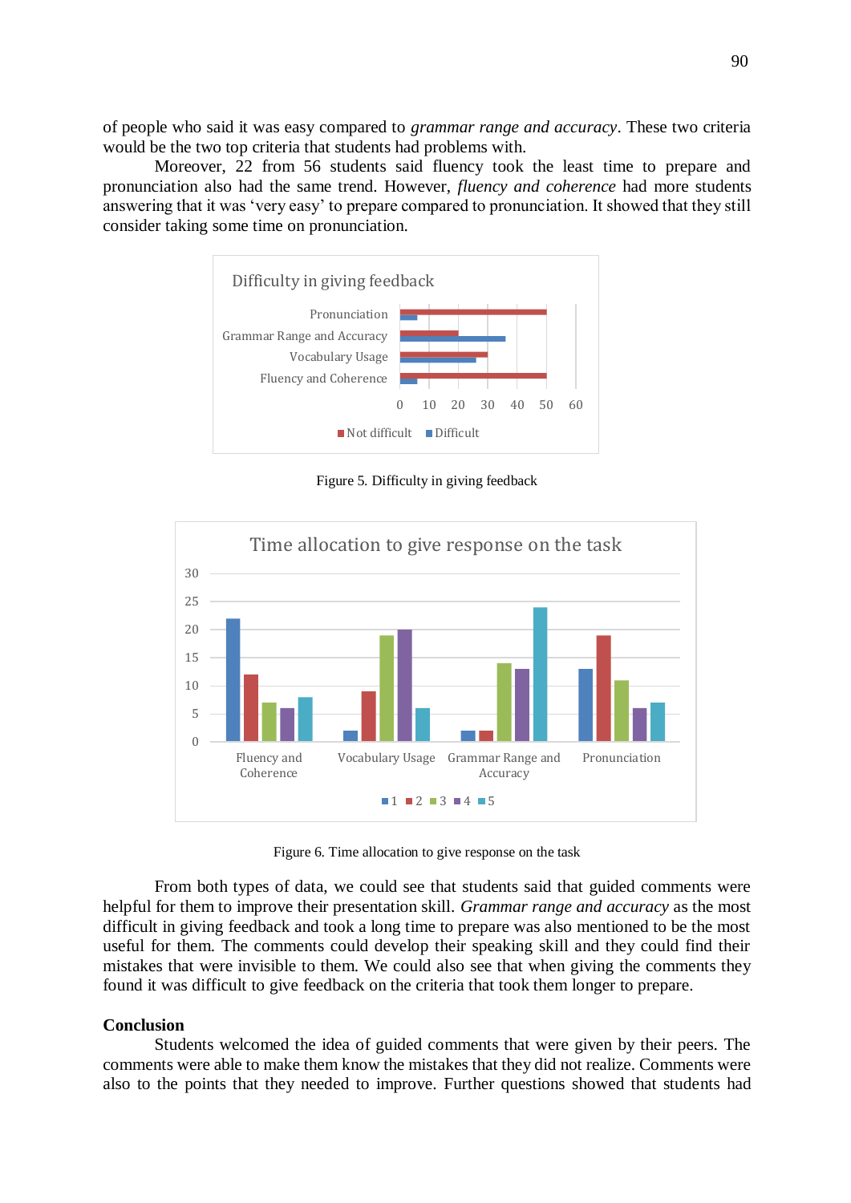of people who said it was easy compared to *grammar range and accuracy*. These two criteria would be the two top criteria that students had problems with.

Moreover, 22 from 56 students said fluency took the least time to prepare and pronunciation also had the same trend. However, *fluency and coherence* had more students answering that it was 'very easy' to prepare compared to pronunciation. It showed that they still consider taking some time on pronunciation.

Figure 5. Difficulty in giving feedback

Figure 6. Time allocation to give response on the task

From both types of data, we could see that students said that guided comments were helpful for them to improve their presentation skill. *Grammar range and accuracy* as the most difficult in giving feedback and took a long time to prepare was also mentioned to be the most useful for them. The comments could develop their speaking skill and they could find their mistakes that were invisible to them. We could also see that when giving the comments they found it was difficult to give feedback on the criteria that took them longer to prepare.

## Conclusion

Students welcomed the idea of guided comments that were given by their peers. The comments were able to make them know the mistakes that they did not realize. Comments were also to the points that they needed to improve. Further questions showed that students had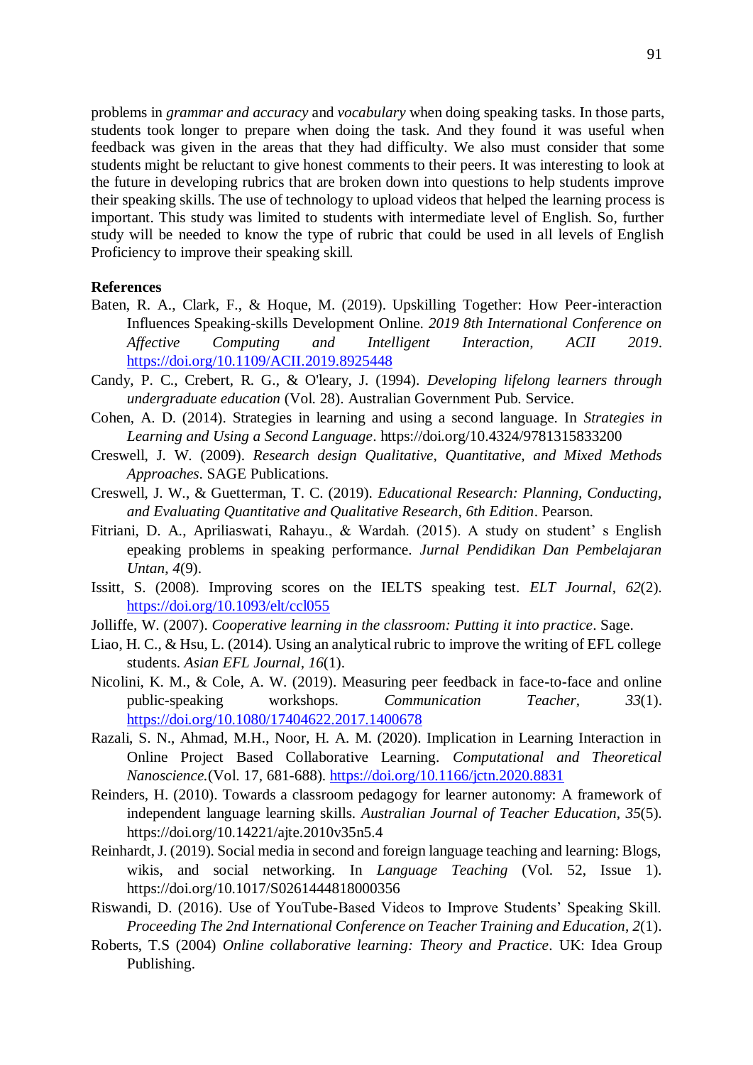problems in *grammar and accuracy* and *vocabulary* when doing speaking tasks. In those parts, students took longer to prepare when doing the task. And they found it was useful when feedback was given in the areas that they had difficulty. We also must consider that some students might be reluctant to give honest comments to their peers. It was interesting to look at the future in developing rubrics that are broken down into questions to help students improve their speaking skills. The use of technology to upload videos that helped the learning process is important. This study was limited to students with intermediate level of English. So, further study will be needed to know the type of rubric that could be used in all levels of English Proficiency to improve their speaking skill.

**References**

Baten, R. A., Clark, F., & Hoque, M. (2019). Upskilling Together: How Peer-interaction Influences Speaking-skills Development Online. *2019 8th International Conference on Affective Computing and Intelligent Interaction, ACII 2019*. https://doi.org/10.1109/ACII.2019.8925448

Candy, P. C., Crebert, R. G., & O'leary, J. (1994). *Developing lifelong learners through undergraduate education* (Vol. 28). Australian Government Pub. Service.

Cohen, A. D. (2014). Strategies in learning and using a second language. In *Strategies in Learning and Using a Second Language*. https://doi.org/10.4324/9781315833200

Creswell, J. W. (2009). *Research design Qualitative, Quantitative, and Mixed Methods Approaches*. SAGE Publications.

Creswell, J. W., & Guetterman, T. C. (2019). *Educational Research: Planning, Conducting, and Evaluating Quantitative and Qualitative Research, 6th Edition*. Pearson.

Fitriani, D. A., Apriliaswati, Rahayu., & Wardah. (2015). A study on student' s English epeaking problems in speaking performance. *Jurnal Pendidikan Dan Pembelajaran Untan*, *4*(9).

Issitt, S. (2008). Improving scores on the IELTS speaking test. *ELT Journal*, *62*(2). https://doi.org/10.1093/elt/ccl055

Jolliffe, W. (2007). *Cooperative learning in the classroom: Putting it into practice*. Sage.

Liao, H. C., & Hsu, L. (2014). Using an analytical rubric to improve the writing of EFL college students. *Asian EFL Journal*, *16*(1).

Nicolini, K. M., & Cole, A. W. (2019). Measuring peer feedback in face-to-face and online public-speaking workshops. *Communication Teacher*, *33*(1). https://doi.org/10.1080/17404622.2017.1400678

Razali, S. N., Ahmad, M.H., Noor, H. A. M. (2020). Implication in Learning Interaction in Online Project Based Collaborative Learning. *Computational and Theoretical Nanoscience.*(Vol. 17, 681-688). https://doi.org/10.1166/jctn.2020.8831

Reinders, H. (2010). Towards a classroom pedagogy for learner autonomy: A framework of independent language learning skills. *Australian Journal of Teacher Education*, *35*(5). https://doi.org/10.14221/ajte.2010v35n5.4

Reinhardt, J. (2019). Social media in second and foreign language teaching and learning: Blogs, wikis, and social networking. In *Language Teaching* (Vol. 52, Issue 1). https://doi.org/10.1017/S0261444818000356

Riswandi, D. (2016). Use of YouTube-Based Videos to Improve Students' Speaking Skill. *Proceeding The 2nd International Conference on Teacher Training and Education*, *2*(1).

Roberts, T.S (2004) *Online collaborative learning: Theory and Practice*. UK: Idea Group Publishing.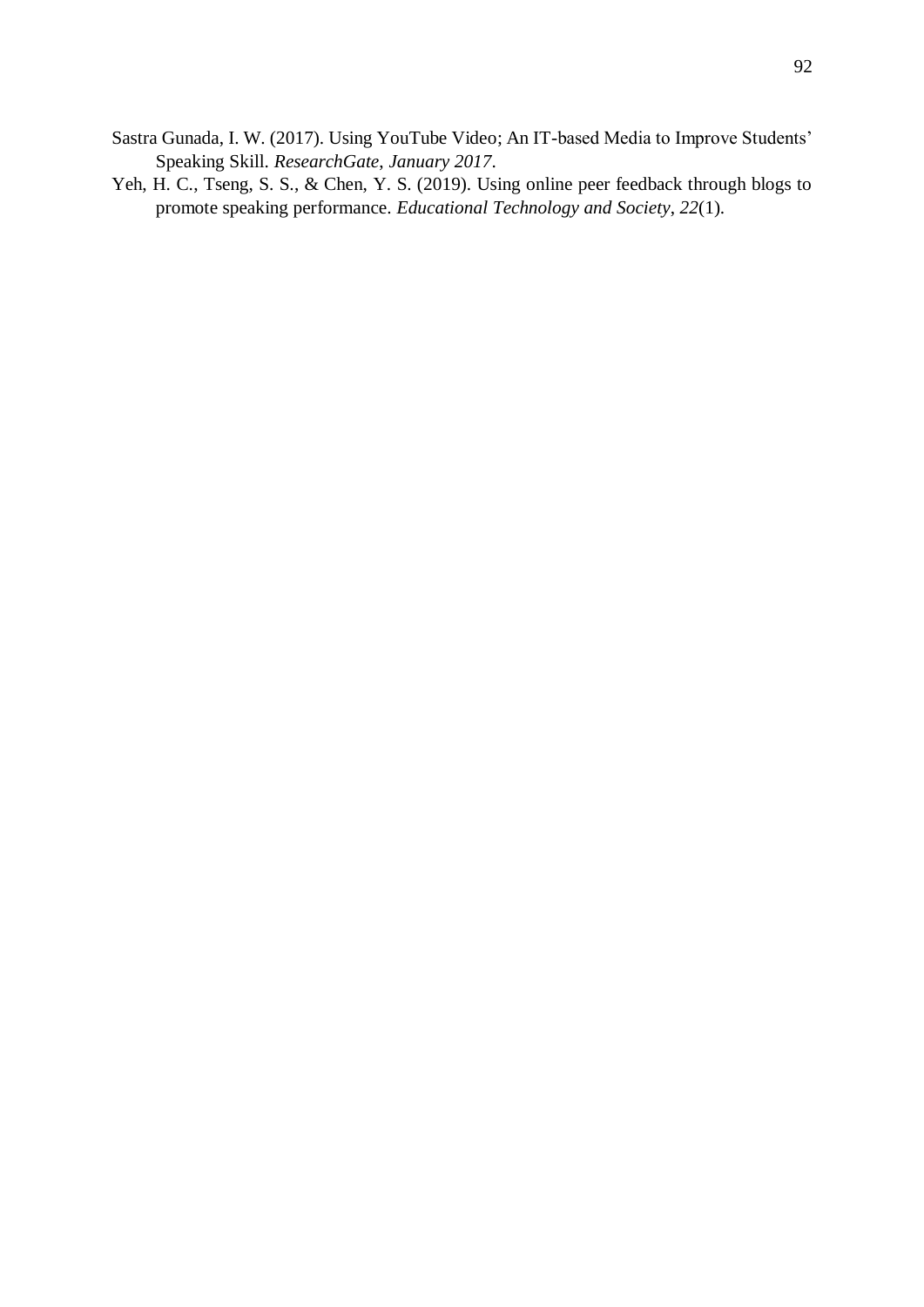Sastra Gunada, I. W. (2017). Using YouTube Video; An IT-based Media to Improve Students' Speaking Skill. *ResearchGate*, *January 2017*.

Yeh, H. C., Tseng, S. S., & Chen, Y. S. (2019). Using online peer feedback through blogs to promote speaking performance. *Educational Technology and Society*, *22*(1).